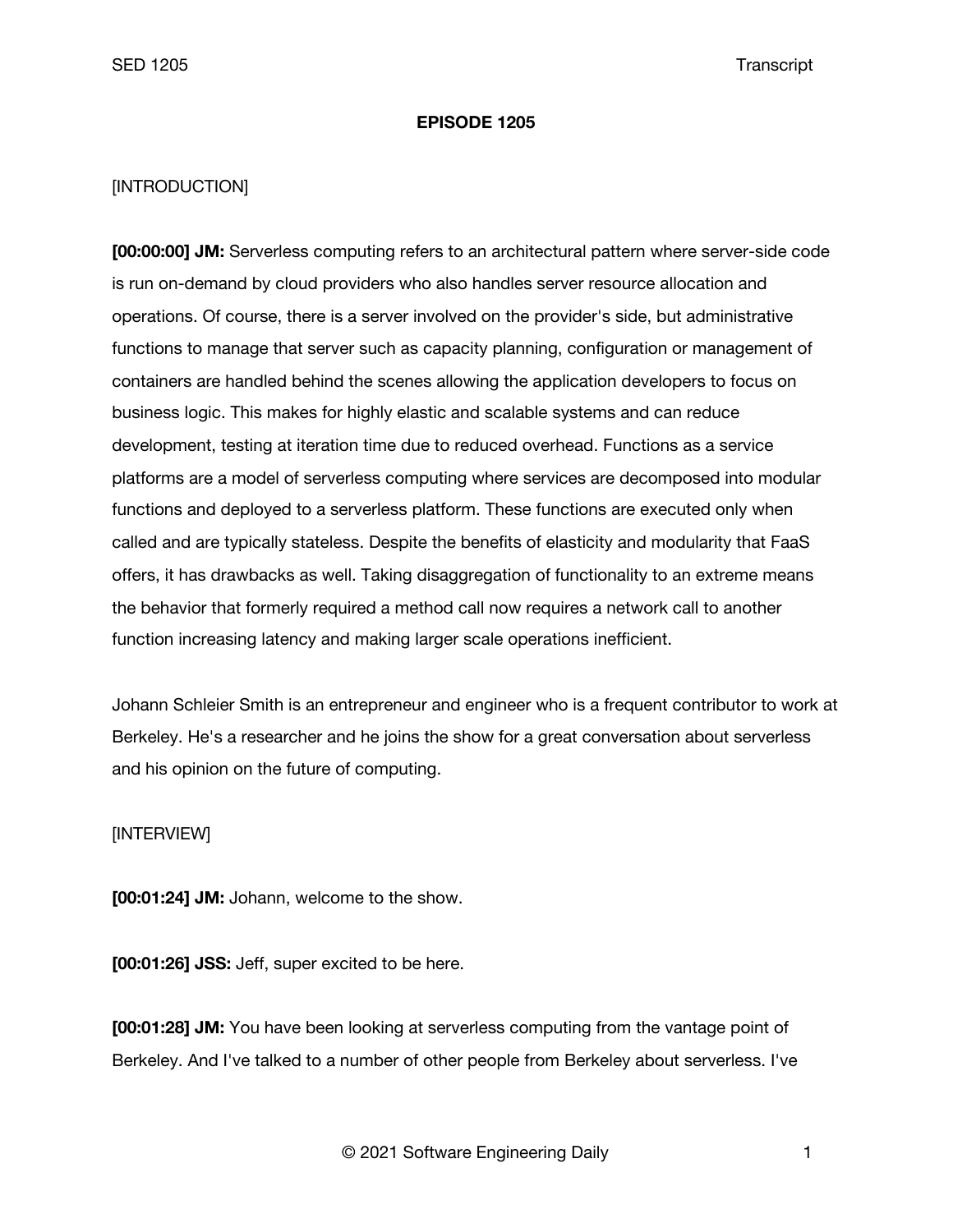# EPISODE 1205

[INTRODUCTION]

**[00:00:00] JM:** Serverless computing refers to an architectural pattern where server-side code is run on-demand by cloud providers who also handles server resource allocation and operations. Of course, there is a server involved on the provider's side, but administrative functions to manage that server such as capacity planning, configuration or management of containers are handled behind the scenes allowing the application developers to focus on business logic. This makes for highly elastic and scalable systems and can reduce development, testing at iteration time due to reduced overhead. Functions as a service platforms are a model of serverless computing where services are decomposed into modular functions and deployed to a serverless platform. These functions are executed only when called and are typically stateless. Despite the benefits of elasticity and modularity that FaaS offers, it has drawbacks as well. Taking disaggregation of functionality to an extreme means the behavior that formerly required a method call now requires a network call to another function increasing latency and making larger scale operations inefficient.

Johann Schleier Smith is an entrepreneur and engineer who is a frequent contributor to work at Berkeley. He's a researcher and he joins the show for a great conversation about serverless and his opinion on the future of computing.

[INTERVIEW]

**[00:01:24] JM:** Johann, welcome to the show.

**[00:01:26] JSS:** Jeff, super excited to be here.

**[00:01:28] JM:** You have been looking at serverless computing from the vantage point of Berkeley. And I've talked to a number of other people from Berkeley about serverless. I've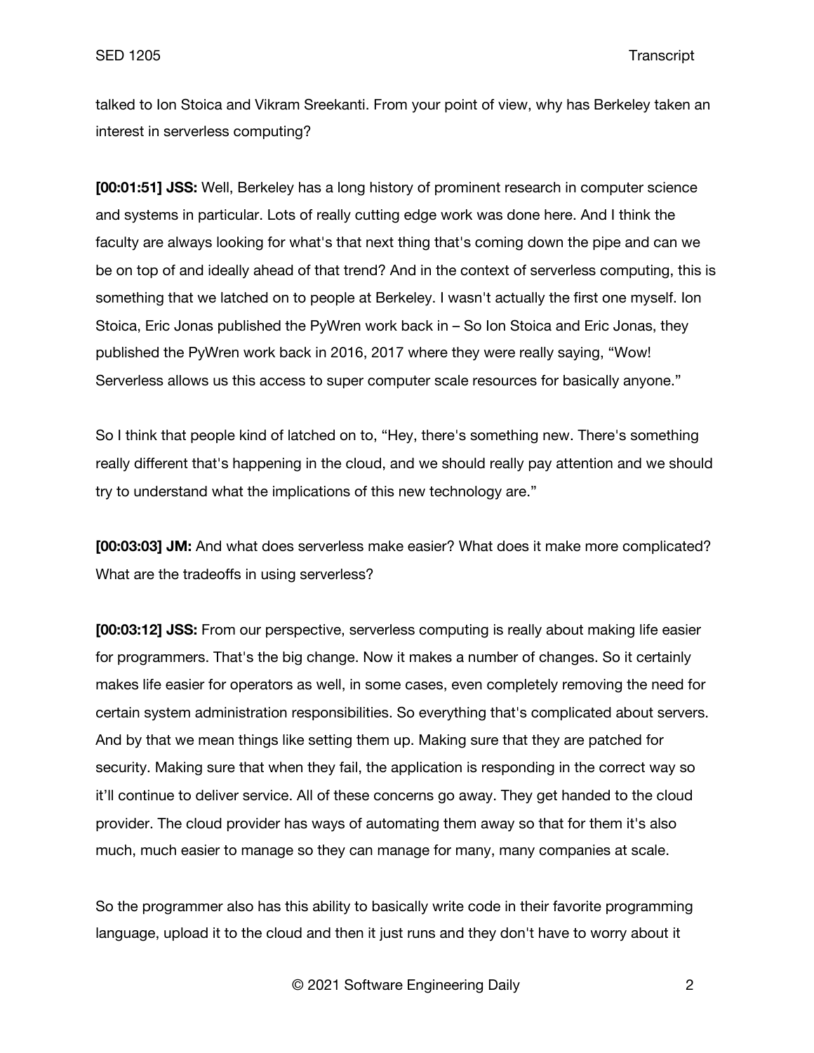talked to Ion Stoica and Vikram Sreekanti. From your point of view, why has Berkeley taken an interest in serverless computing?

**[00:01:51] JSS:** Well, Berkeley has a long history of prominent research in computer science and systems in particular. Lots of really cutting edge work was done here. And I think the faculty are always looking for what's that next thing that's coming down the pipe and can we be on top of and ideally ahead of that trend? And in the context of serverless computing, this is something that we latched on to people at Berkeley. I wasn't actually the first one myself. Ion Stoica, Eric Jonas published the PyWren work back in – So Ion Stoica and Eric Jonas, they published the PyWren work back in 2016, 2017 where they were really saying, "Wow! Serverless allows us this access to super computer scale resources for basically anyone."

So I think that people kind of latched on to, "Hey, there's something new. There's something really different that's happening in the cloud, and we should really pay attention and we should try to understand what the implications of this new technology are."

**[00:03:03] JM:** And what does serverless make easier? What does it make more complicated? What are the tradeoffs in using serverless?

**[00:03:12] JSS:** From our perspective, serverless computing is really about making life easier for programmers. That's the big change. Now it makes a number of changes. So it certainly makes life easier for operators as well, in some cases, even completely removing the need for certain system administration responsibilities. So everything that's complicated about servers. And by that we mean things like setting them up. Making sure that they are patched for security. Making sure that when they fail, the application is responding in the correct way so it'll continue to deliver service. All of these concerns go away. They get handed to the cloud provider. The cloud provider has ways of automating them away so that for them it's also much, much easier to manage so they can manage for many, many companies at scale.

So the programmer also has this ability to basically write code in their favorite programming language, upload it to the cloud and then it just runs and they don't have to worry about it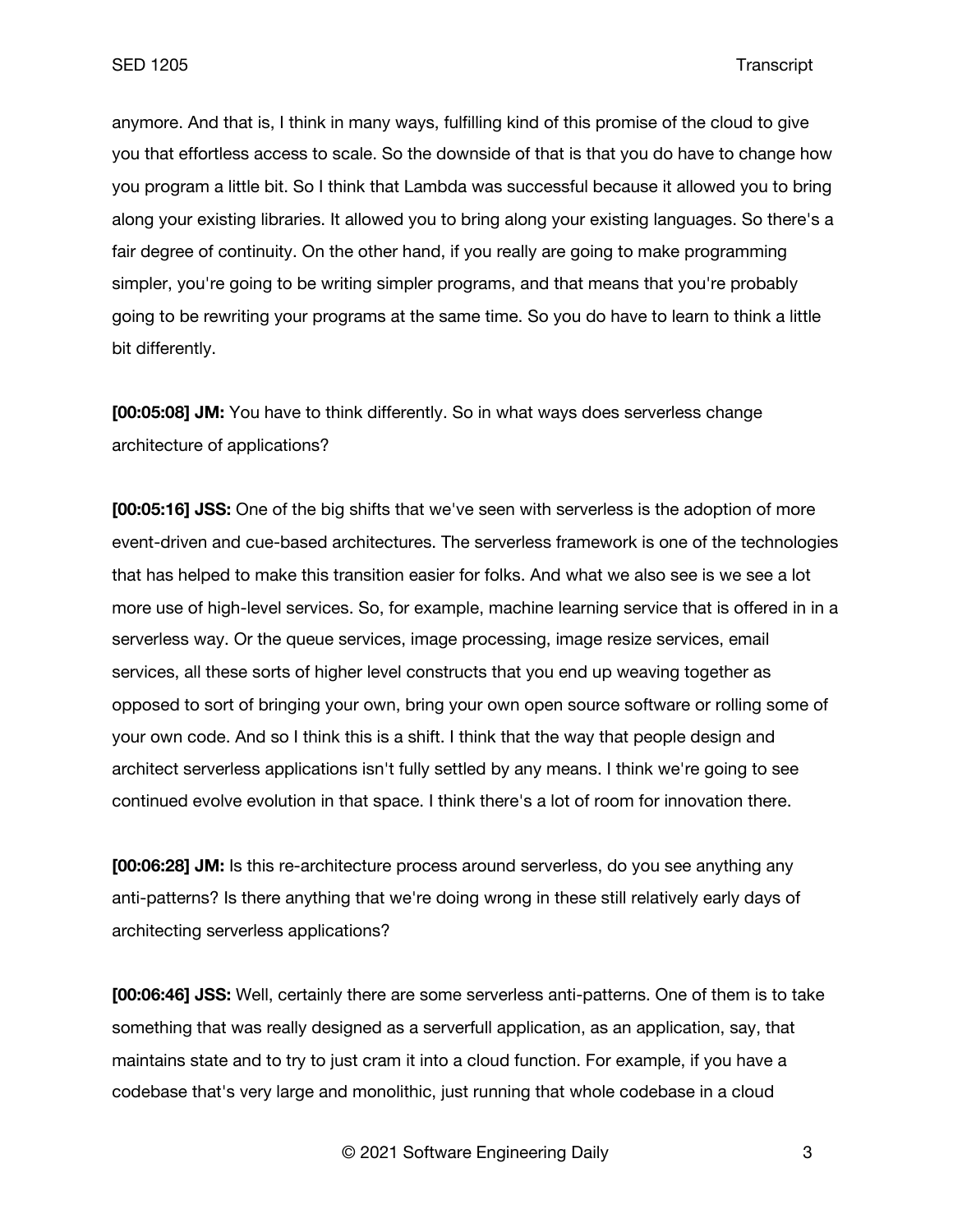anymore. And that is, I think in many ways, fulfilling kind of this promise of the cloud to give you that effortless access to scale. So the downside of that is that you do have to change how you program a little bit. So I think that Lambda was successful because it allowed you to bring along your existing libraries. It allowed you to bring along your existing languages. So there's a fair degree of continuity. On the other hand, if you really are going to make programming simpler, you're going to be writing simpler programs, and that means that you're probably going to be rewriting your programs at the same time. So you do have to learn to think a little bit differently.

**[00:05:08] JM:** You have to think differently. So in what ways does serverless change architecture of applications?

**[00:05:16] JSS:** One of the big shifts that we've seen with serverless is the adoption of more event-driven and cue-based architectures. The serverless framework is one of the technologies that has helped to make this transition easier for folks. And what we also see is we see a lot more use of high-level services. So, for example, machine learning service that is offered in in a serverless way. Or the queue services, image processing, image resize services, email services, all these sorts of higher level constructs that you end up weaving together as opposed to sort of bringing your own, bring your own open source software or rolling some of your own code. And so I think this is a shift. I think that the way that people design and architect serverless applications isn't fully settled by any means. I think we're going to see continued evolve evolution in that space. I think there's a lot of room for innovation there.

**[00:06:28] JM:** Is this re-architecture process around serverless, do you see anything any anti-patterns? Is there anything that we're doing wrong in these still relatively early days of architecting serverless applications?

**[00:06:46] JSS:** Well, certainly there are some serverless anti-patterns. One of them is to take something that was really designed as a serverfull application, as an application, say, that maintains state and to try to just cram it into a cloud function. For example, if you have a codebase that's very large and monolithic, just running that whole codebase in a cloud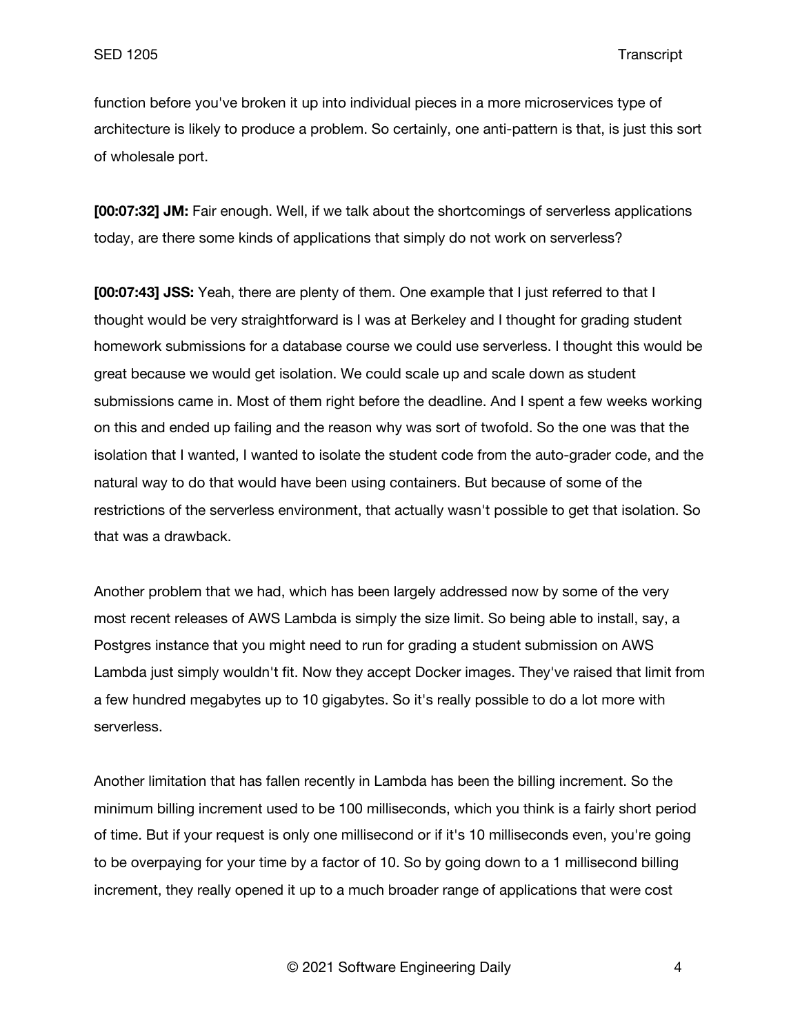function before you've broken it up into individual pieces in a more microservices type of architecture is likely to produce a problem. So certainly, one anti-pattern is that, is just this sort of wholesale port.

**[00:07:32] JM:** Fair enough. Well, if we talk about the shortcomings of serverless applications today, are there some kinds of applications that simply do not work on serverless?

**[00:07:43] JSS:** Yeah, there are plenty of them. One example that I just referred to that I thought would be very straightforward is I was at Berkeley and I thought for grading student homework submissions for a database course we could use serverless. I thought this would be great because we would get isolation. We could scale up and scale down as student submissions came in. Most of them right before the deadline. And I spent a few weeks working on this and ended up failing and the reason why was sort of twofold. So the one was that the isolation that I wanted, I wanted to isolate the student code from the auto-grader code, and the natural way to do that would have been using containers. But because of some of the restrictions of the serverless environment, that actually wasn't possible to get that isolation. So that was a drawback.

Another problem that we had, which has been largely addressed now by some of the very most recent releases of AWS Lambda is simply the size limit. So being able to install, say, a Postgres instance that you might need to run for grading a student submission on AWS Lambda just simply wouldn't fit. Now they accept Docker images. They've raised that limit from a few hundred megabytes up to 10 gigabytes. So it's really possible to do a lot more with serverless.

Another limitation that has fallen recently in Lambda has been the billing increment. So the minimum billing increment used to be 100 milliseconds, which you think is a fairly short period of time. But if your request is only one millisecond or if it's 10 milliseconds even, you're going to be overpaying for your time by a factor of 10. So by going down to a 1 millisecond billing increment, they really opened it up to a much broader range of applications that were cost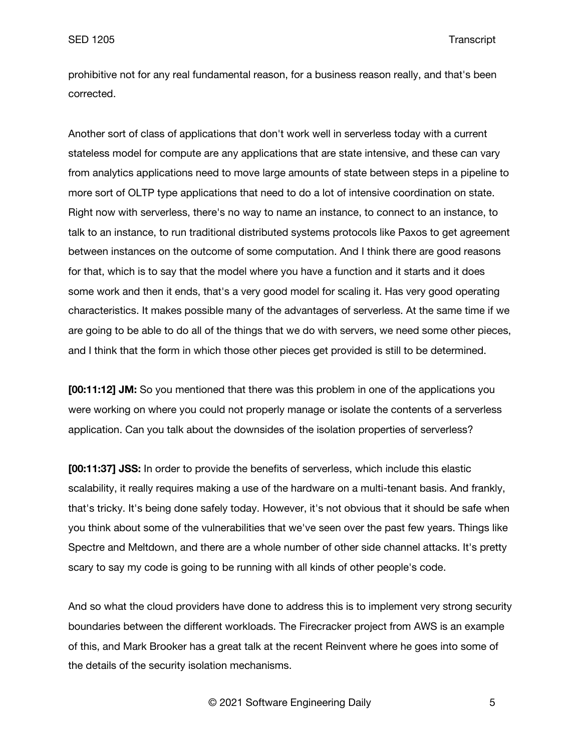prohibitive not for any real fundamental reason, for a business reason really, and that's been corrected.

Another sort of class of applications that don't work well in serverless today with a current stateless model for compute are any applications that are state intensive, and these can vary from analytics applications need to move large amounts of state between steps in a pipeline to more sort of OLTP type applications that need to do a lot of intensive coordination on state. Right now with serverless, there's no way to name an instance, to connect to an instance, to talk to an instance, to run traditional distributed systems protocols like Paxos to get agreement between instances on the outcome of some computation. And I think there are good reasons for that, which is to say that the model where you have a function and it starts and it does some work and then it ends, that's a very good model for scaling it. Has very good operating characteristics. It makes possible many of the advantages of serverless. At the same time if we are going to be able to do all of the things that we do with servers, we need some other pieces, and I think that the form in which those other pieces get provided is still to be determined.

**[00:11:12] JM:** So you mentioned that there was this problem in one of the applications you were working on where you could not properly manage or isolate the contents of a serverless application. Can you talk about the downsides of the isolation properties of serverless?

**[00:11:37] JSS:** In order to provide the benefits of serverless, which include this elastic scalability, it really requires making a use of the hardware on a multi-tenant basis. And frankly, that's tricky. It's being done safely today. However, it's not obvious that it should be safe when you think about some of the vulnerabilities that we've seen over the past few years. Things like Spectre and Meltdown, and there are a whole number of other side channel attacks. It's pretty scary to say my code is going to be running with all kinds of other people's code.

And so what the cloud providers have done to address this is to implement very strong security boundaries between the different workloads. The Firecracker project from AWS is an example of this, and Mark Brooker has a great talk at the recent Reinvent where he goes into some of the details of the security isolation mechanisms.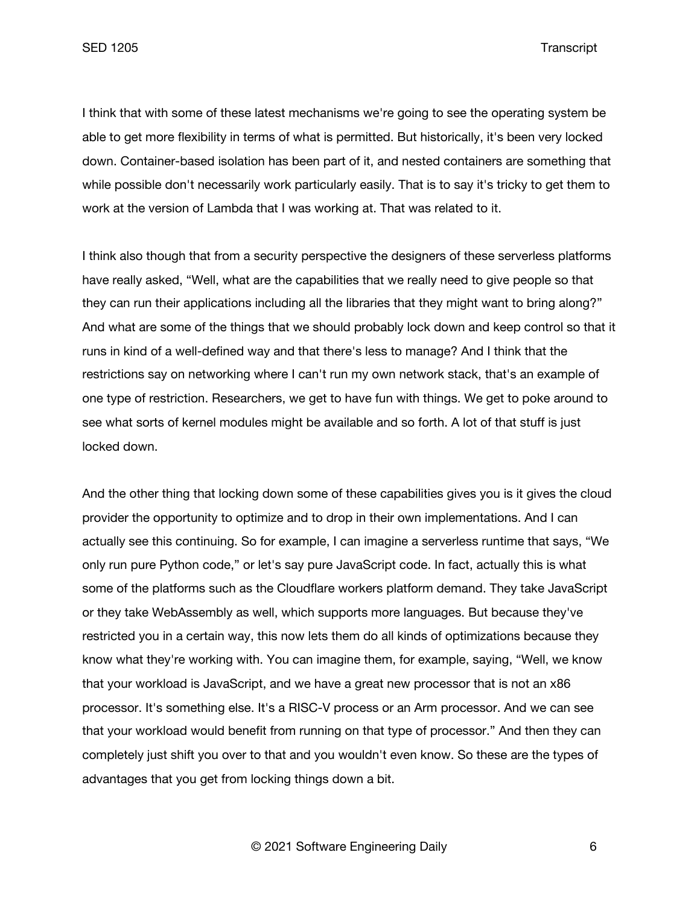I think that with some of these latest mechanisms we're going to see the operating system be able to get more flexibility in terms of what is permitted. But historically, it's been very locked down. Container-based isolation has been part of it, and nested containers are something that while possible don't necessarily work particularly easily. That is to say it's tricky to get them to work at the version of Lambda that I was working at. That was related to it.

I think also though that from a security perspective the designers of these serverless platforms have really asked, "Well, what are the capabilities that we really need to give people so that they can run their applications including all the libraries that they might want to bring along?" And what are some of the things that we should probably lock down and keep control so that it runs in kind of a well-defined way and that there's less to manage? And I think that the restrictions say on networking where I can't run my own network stack, that's an example of one type of restriction. Researchers, we get to have fun with things. We get to poke around to see what sorts of kernel modules might be available and so forth. A lot of that stuff is just locked down.

And the other thing that locking down some of these capabilities gives you is it gives the cloud provider the opportunity to optimize and to drop in their own implementations. And I can actually see this continuing. So for example, I can imagine a serverless runtime that says, "We only run pure Python code," or let's say pure JavaScript code. In fact, actually this is what some of the platforms such as the Cloudflare workers platform demand. They take JavaScript or they take WebAssembly as well, which supports more languages. But because they've restricted you in a certain way, this now lets them do all kinds of optimizations because they know what they're working with. You can imagine them, for example, saying, "Well, we know that your workload is JavaScript, and we have a great new processor that is not an x86 processor. It's something else. It's a RISC-V process or an Arm processor. And we can see that your workload would benefit from running on that type of processor." And then they can completely just shift you over to that and you wouldn't even know. So these are the types of advantages that you get from locking things down a bit.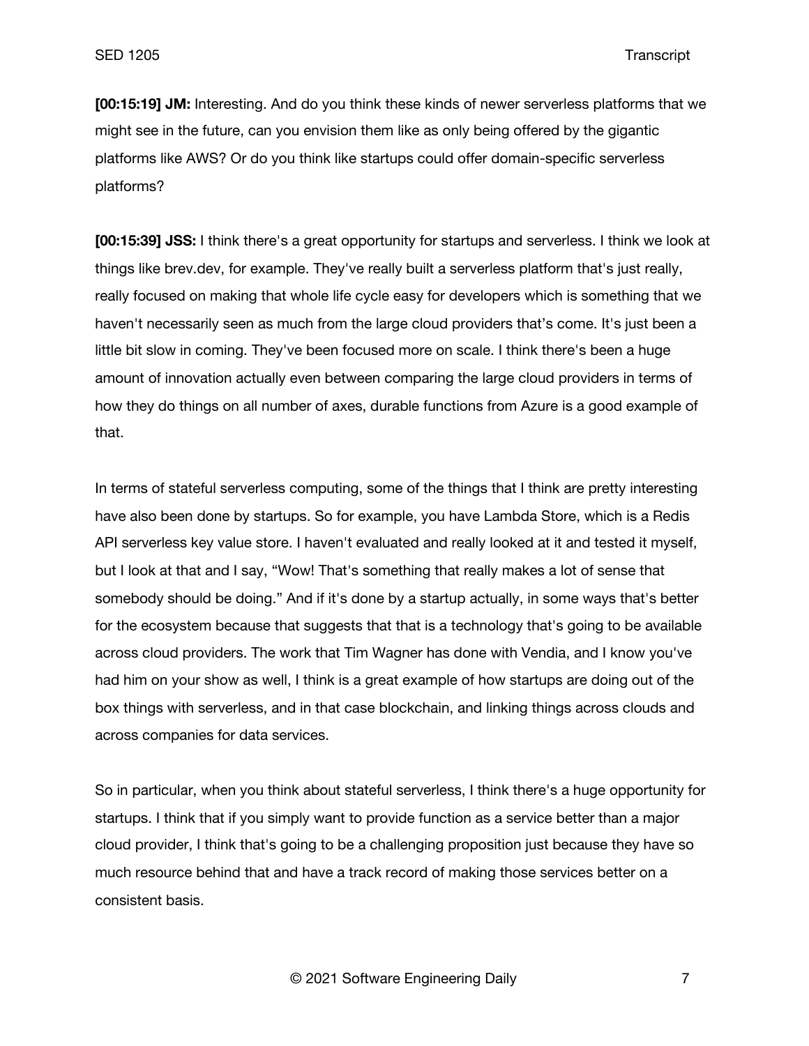**[00:15:19] JM:** Interesting. And do you think these kinds of newer serverless platforms that we might see in the future, can you envision them like as only being offered by the gigantic platforms like AWS? Or do you think like startups could offer domain-specific serverless platforms?

**[00:15:39] JSS:** I think there's a great opportunity for startups and serverless. I think we look at things like brev.dev, for example. They've really built a serverless platform that's just really, really focused on making that whole life cycle easy for developers which is something that we haven't necessarily seen as much from the large cloud providers that's come. It's just been a little bit slow in coming. They've been focused more on scale. I think there's been a huge amount of innovation actually even between comparing the large cloud providers in terms of how they do things on all number of axes, durable functions from Azure is a good example of that.

In terms of stateful serverless computing, some of the things that I think are pretty interesting have also been done by startups. So for example, you have Lambda Store, which is a Redis API serverless key value store. I haven't evaluated and really looked at it and tested it myself, but I look at that and I say, "Wow! That's something that really makes a lot of sense that somebody should be doing." And if it's done by a startup actually, in some ways that's better for the ecosystem because that suggests that that is a technology that's going to be available across cloud providers. The work that Tim Wagner has done with Vendia, and I know you've had him on your show as well, I think is a great example of how startups are doing out of the box things with serverless, and in that case blockchain, and linking things across clouds and across companies for data services.

So in particular, when you think about stateful serverless, I think there's a huge opportunity for startups. I think that if you simply want to provide function as a service better than a major cloud provider, I think that's going to be a challenging proposition just because they have so much resource behind that and have a track record of making those services better on a consistent basis.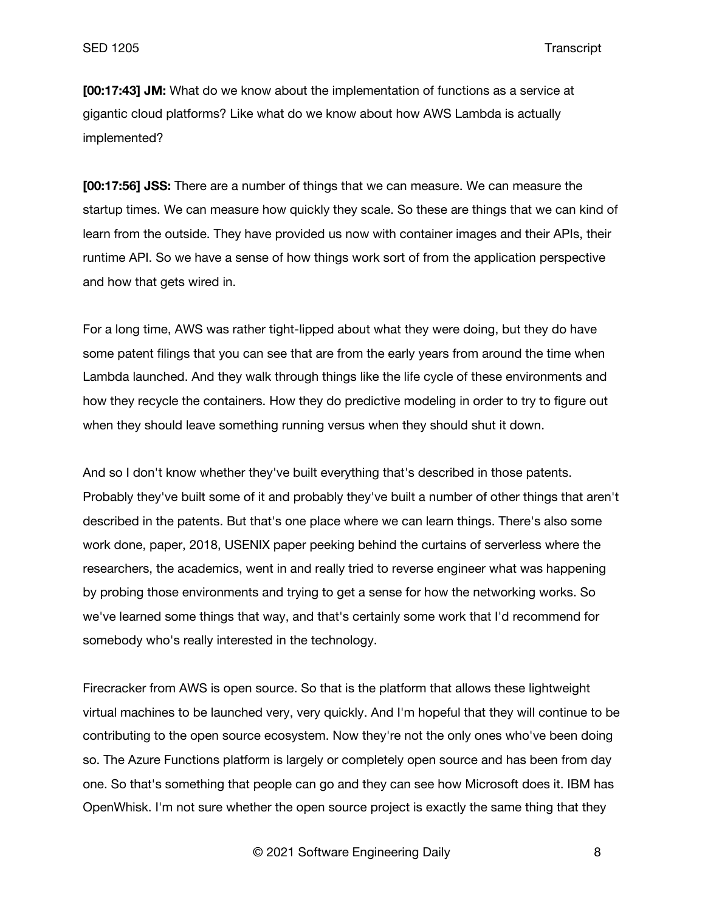**[00:17:43] JM:** What do we know about the implementation of functions as a service at gigantic cloud platforms? Like what do we know about how AWS Lambda is actually implemented?

**[00:17:56] JSS:** There are a number of things that we can measure. We can measure the startup times. We can measure how quickly they scale. So these are things that we can kind of learn from the outside. They have provided us now with container images and their APIs, their runtime API. So we have a sense of how things work sort of from the application perspective and how that gets wired in.

For a long time, AWS was rather tight-lipped about what they were doing, but they do have some patent filings that you can see that are from the early years from around the time when Lambda launched. And they walk through things like the life cycle of these environments and how they recycle the containers. How they do predictive modeling in order to try to figure out when they should leave something running versus when they should shut it down.

And so I don't know whether they've built everything that's described in those patents. Probably they've built some of it and probably they've built a number of other things that aren't described in the patents. But that's one place where we can learn things. There's also some work done, paper, 2018, USENIX paper peeking behind the curtains of serverless where the researchers, the academics, went in and really tried to reverse engineer what was happening by probing those environments and trying to get a sense for how the networking works. So we've learned some things that way, and that's certainly some work that I'd recommend for somebody who's really interested in the technology.

Firecracker from AWS is open source. So that is the platform that allows these lightweight virtual machines to be launched very, very quickly. And I'm hopeful that they will continue to be contributing to the open source ecosystem. Now they're not the only ones who've been doing so. The Azure Functions platform is largely or completely open source and has been from day one. So that's something that people can go and they can see how Microsoft does it. IBM has OpenWhisk. I'm not sure whether the open source project is exactly the same thing that they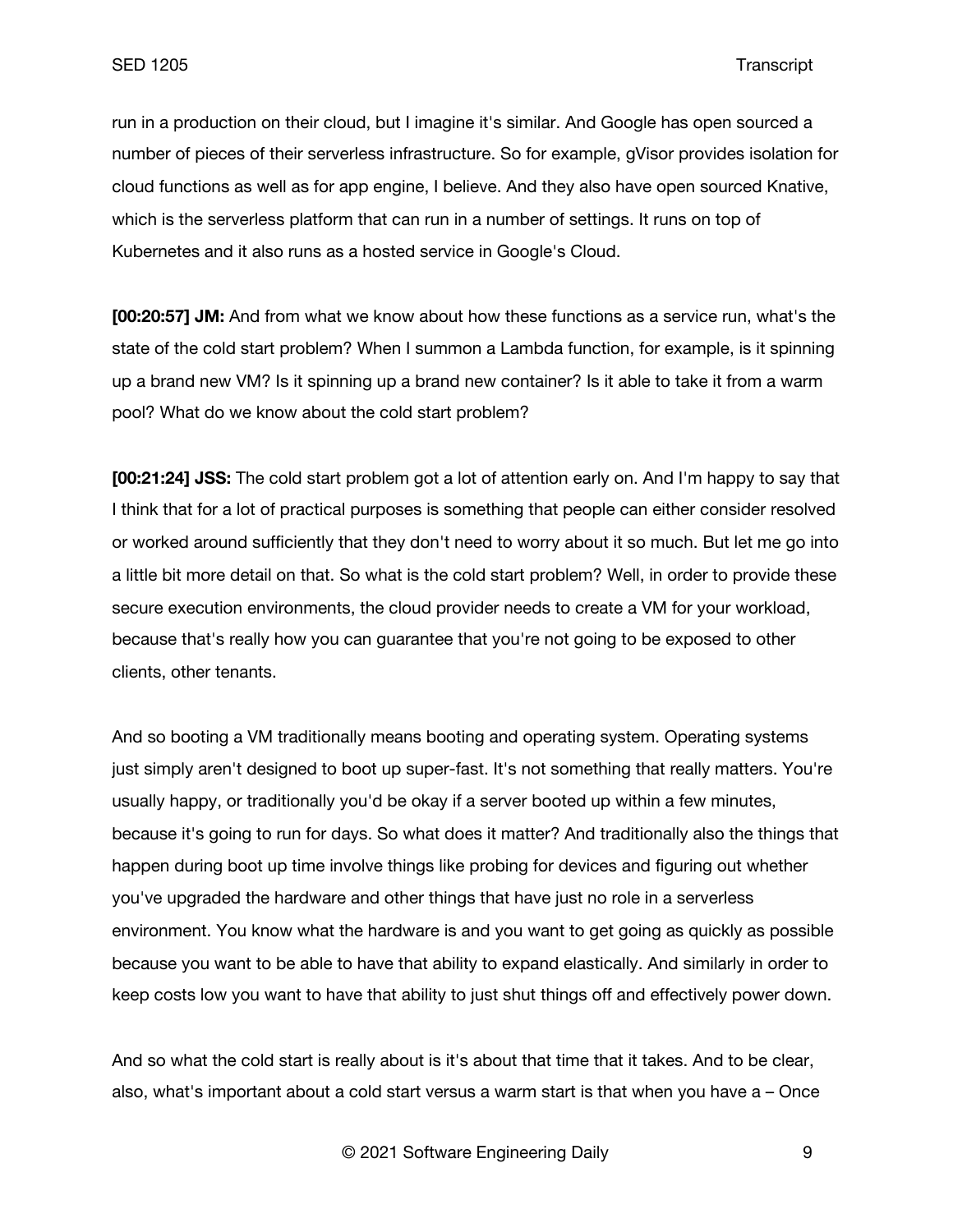run in a production on their cloud, but I imagine it's similar. And Google has open sourced a number of pieces of their serverless infrastructure. So for example, gVisor provides isolation for cloud functions as well as for app engine, I believe. And they also have open sourced Knative, which is the serverless platform that can run in a number of settings. It runs on top of Kubernetes and it also runs as a hosted service in Google's Cloud.

**[00:20:57] JM:** And from what we know about how these functions as a service run, what's the state of the cold start problem? When I summon a Lambda function, for example, is it spinning up a brand new VM? Is it spinning up a brand new container? Is it able to take it from a warm pool? What do we know about the cold start problem?

**[00:21:24] JSS:** The cold start problem got a lot of attention early on. And I'm happy to say that I think that for a lot of practical purposes is something that people can either consider resolved or worked around sufficiently that they don't need to worry about it so much. But let me go into a little bit more detail on that. So what is the cold start problem? Well, in order to provide these secure execution environments, the cloud provider needs to create a VM for your workload, because that's really how you can guarantee that you're not going to be exposed to other clients, other tenants.

And so booting a VM traditionally means booting and operating system. Operating systems just simply aren't designed to boot up super-fast. It's not something that really matters. You're usually happy, or traditionally you'd be okay if a server booted up within a few minutes, because it's going to run for days. So what does it matter? And traditionally also the things that happen during boot up time involve things like probing for devices and figuring out whether you've upgraded the hardware and other things that have just no role in a serverless environment. You know what the hardware is and you want to get going as quickly as possible because you want to be able to have that ability to expand elastically. And similarly in order to keep costs low you want to have that ability to just shut things off and effectively power down.

And so what the cold start is really about is it's about that time that it takes. And to be clear, also, what's important about a cold start versus a warm start is that when you have a – Once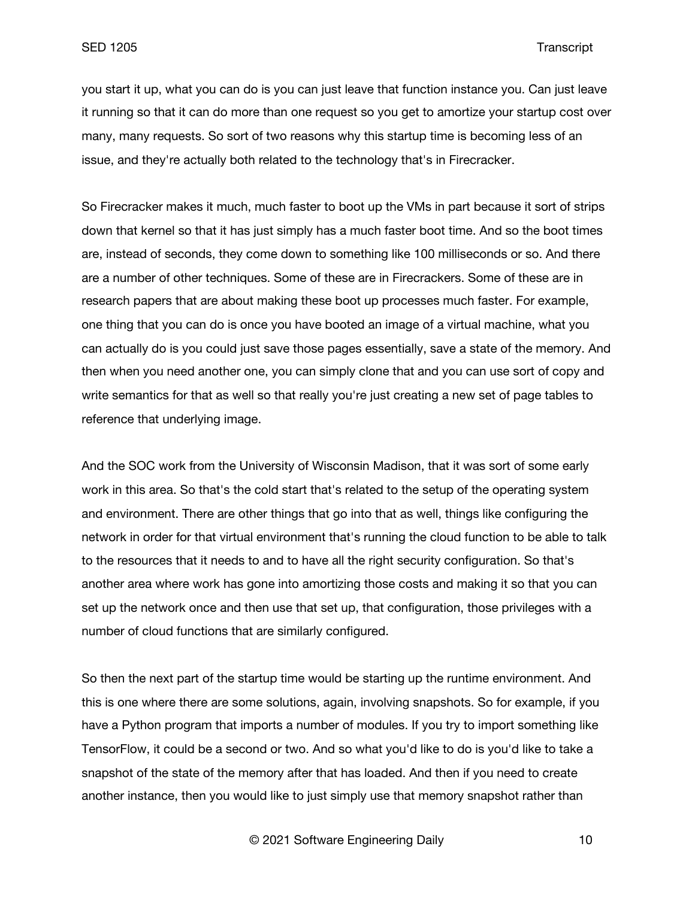you start it up, what you can do is you can just leave that function instance you. Can just leave it running so that it can do more than one request so you get to amortize your startup cost over many, many requests. So sort of two reasons why this startup time is becoming less of an issue, and they're actually both related to the technology that's in Firecracker.

So Firecracker makes it much, much faster to boot up the VMs in part because it sort of strips down that kernel so that it has just simply has a much faster boot time. And so the boot times are, instead of seconds, they come down to something like 100 milliseconds or so. And there are a number of other techniques. Some of these are in Firecrackers. Some of these are in research papers that are about making these boot up processes much faster. For example, one thing that you can do is once you have booted an image of a virtual machine, what you can actually do is you could just save those pages essentially, save a state of the memory. And then when you need another one, you can simply clone that and you can use sort of copy and write semantics for that as well so that really you're just creating a new set of page tables to reference that underlying image.

And the SOC work from the University of Wisconsin Madison, that it was sort of some early work in this area. So that's the cold start that's related to the setup of the operating system and environment. There are other things that go into that as well, things like configuring the network in order for that virtual environment that's running the cloud function to be able to talk to the resources that it needs to and to have all the right security configuration. So that's another area where work has gone into amortizing those costs and making it so that you can set up the network once and then use that set up, that configuration, those privileges with a number of cloud functions that are similarly configured.

So then the next part of the startup time would be starting up the runtime environment. And this is one where there are some solutions, again, involving snapshots. So for example, if you have a Python program that imports a number of modules. If you try to import something like TensorFlow, it could be a second or two. And so what you'd like to do is you'd like to take a snapshot of the state of the memory after that has loaded. And then if you need to create another instance, then you would like to just simply use that memory snapshot rather than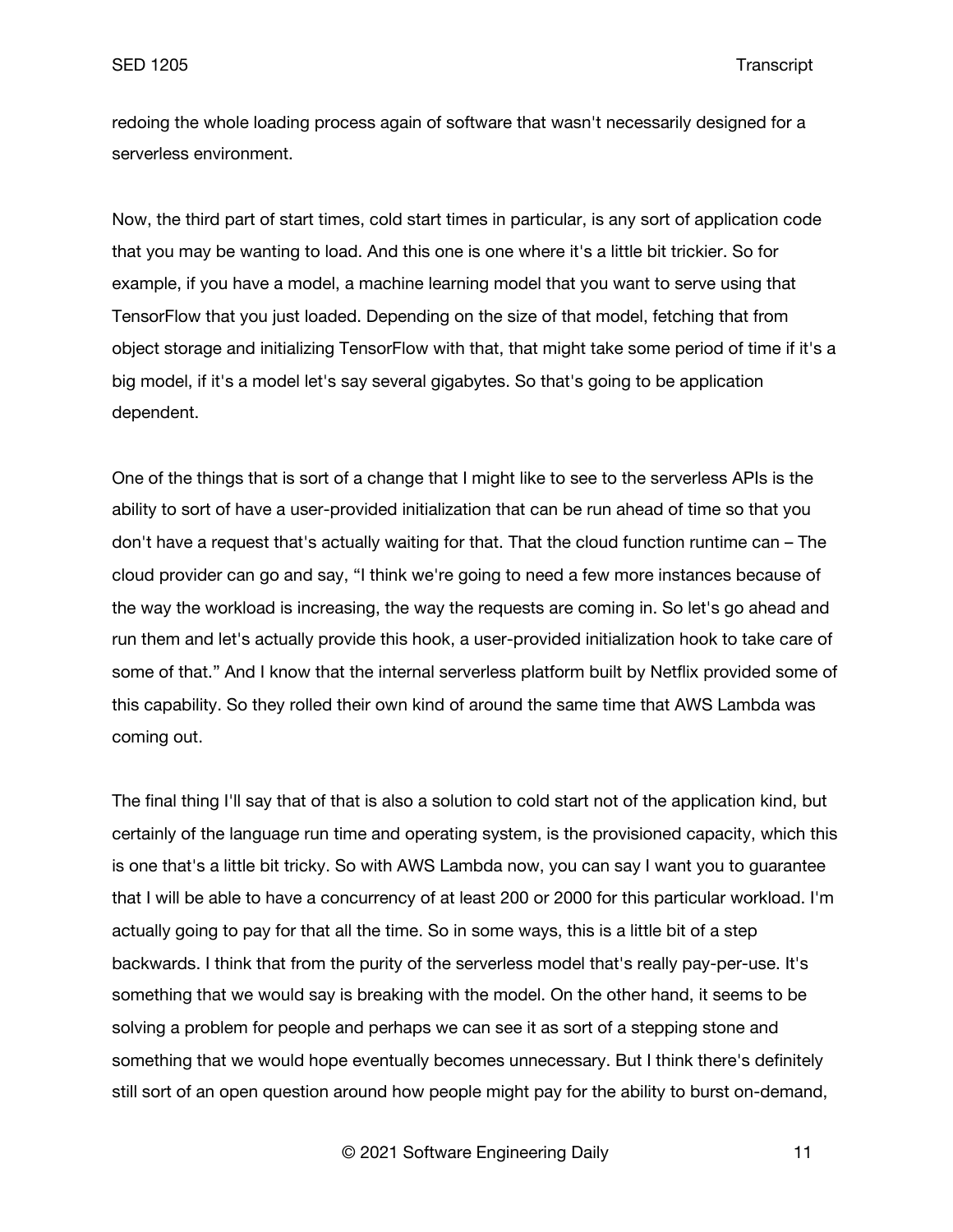redoing the whole loading process again of software that wasn't necessarily designed for a serverless environment.

Now, the third part of start times, cold start times in particular, is any sort of application code that you may be wanting to load. And this one is one where it's a little bit trickier. So for example, if you have a model, a machine learning model that you want to serve using that TensorFlow that you just loaded. Depending on the size of that model, fetching that from object storage and initializing TensorFlow with that, that might take some period of time if it's a big model, if it's a model let's say several gigabytes. So that's going to be application dependent.

One of the things that is sort of a change that I might like to see to the serverless APIs is the ability to sort of have a user-provided initialization that can be run ahead of time so that you don't have a request that's actually waiting for that. That the cloud function runtime can – The cloud provider can go and say, "I think we're going to need a few more instances because of the way the workload is increasing, the way the requests are coming in. So let's go ahead and run them and let's actually provide this hook, a user-provided initialization hook to take care of some of that." And I know that the internal serverless platform built by Netflix provided some of this capability. So they rolled their own kind of around the same time that AWS Lambda was coming out.

The final thing I'll say that of that is also a solution to cold start not of the application kind, but certainly of the language run time and operating system, is the provisioned capacity, which this is one that's a little bit tricky. So with AWS Lambda now, you can say I want you to guarantee that I will be able to have a concurrency of at least 200 or 2000 for this particular workload. I'm actually going to pay for that all the time. So in some ways, this is a little bit of a step backwards. I think that from the purity of the serverless model that's really pay-per-use. It's something that we would say is breaking with the model. On the other hand, it seems to be solving a problem for people and perhaps we can see it as sort of a stepping stone and something that we would hope eventually becomes unnecessary. But I think there's definitely still sort of an open question around how people might pay for the ability to burst on-demand,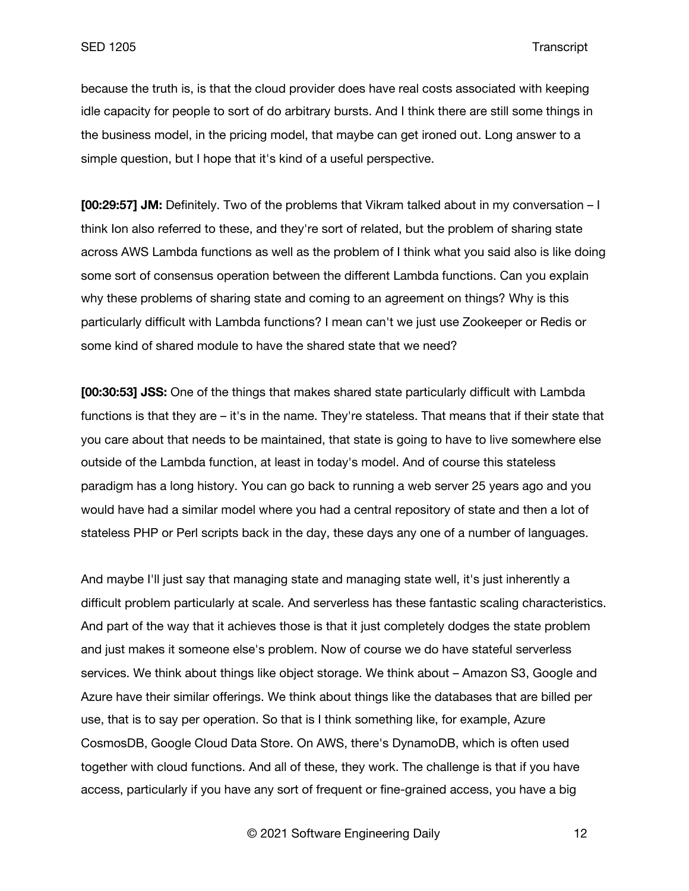because the truth is, is that the cloud provider does have real costs associated with keeping idle capacity for people to sort of do arbitrary bursts. And I think there are still some things in the business model, in the pricing model, that maybe can get ironed out. Long answer to a simple question, but I hope that it's kind of a useful perspective.

**[00:29:57] JM:** Definitely. Two of the problems that Vikram talked about in my conversation – I think Ion also referred to these, and they're sort of related, but the problem of sharing state across AWS Lambda functions as well as the problem of I think what you said also is like doing some sort of consensus operation between the different Lambda functions. Can you explain why these problems of sharing state and coming to an agreement on things? Why is this particularly difficult with Lambda functions? I mean can't we just use Zookeeper or Redis or some kind of shared module to have the shared state that we need?

**[00:30:53] JSS:** One of the things that makes shared state particularly difficult with Lambda functions is that they are – it's in the name. They're stateless. That means that if their state that you care about that needs to be maintained, that state is going to have to live somewhere else outside of the Lambda function, at least in today's model. And of course this stateless paradigm has a long history. You can go back to running a web server 25 years ago and you would have had a similar model where you had a central repository of state and then a lot of stateless PHP or Perl scripts back in the day, these days any one of a number of languages.

And maybe I'll just say that managing state and managing state well, it's just inherently a difficult problem particularly at scale. And serverless has these fantastic scaling characteristics. And part of the way that it achieves those is that it just completely dodges the state problem and just makes it someone else's problem. Now of course we do have stateful serverless services. We think about things like object storage. We think about – Amazon S3, Google and Azure have their similar offerings. We think about things like the databases that are billed per use, that is to say per operation. So that is I think something like, for example, Azure CosmosDB, Google Cloud Data Store. On AWS, there's DynamoDB, which is often used together with cloud functions. And all of these, they work. The challenge is that if you have access, particularly if you have any sort of frequent or fine-grained access, you have a big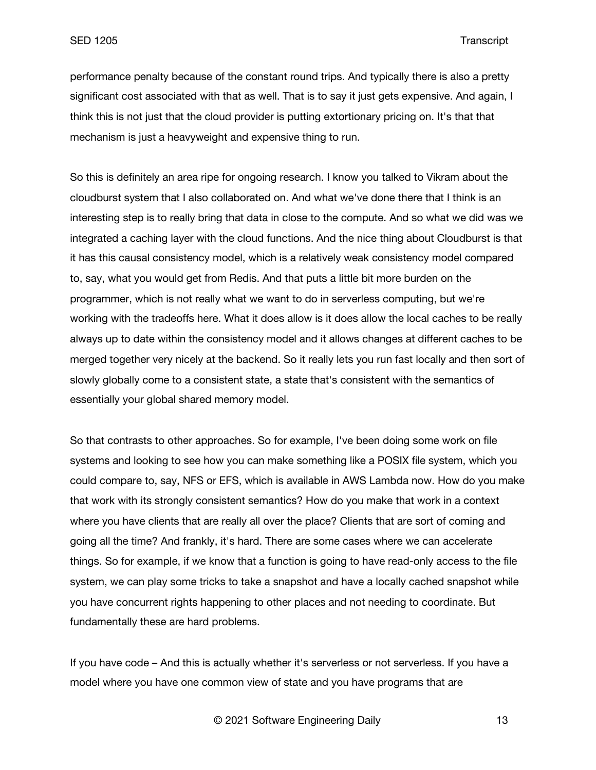performance penalty because of the constant round trips. And typically there is also a pretty significant cost associated with that as well. That is to say it just gets expensive. And again, I think this is not just that the cloud provider is putting extortionary pricing on. It's that that mechanism is just a heavyweight and expensive thing to run.

So this is definitely an area ripe for ongoing research. I know you talked to Vikram about the cloudburst system that I also collaborated on. And what we've done there that I think is an interesting step is to really bring that data in close to the compute. And so what we did was we integrated a caching layer with the cloud functions. And the nice thing about Cloudburst is that it has this causal consistency model, which is a relatively weak consistency model compared to, say, what you would get from Redis. And that puts a little bit more burden on the programmer, which is not really what we want to do in serverless computing, but we're working with the tradeoffs here. What it does allow is it does allow the local caches to be really always up to date within the consistency model and it allows changes at different caches to be merged together very nicely at the backend. So it really lets you run fast locally and then sort of slowly globally come to a consistent state, a state that's consistent with the semantics of essentially your global shared memory model.

So that contrasts to other approaches. So for example, I've been doing some work on file systems and looking to see how you can make something like a POSIX file system, which you could compare to, say, NFS or EFS, which is available in AWS Lambda now. How do you make that work with its strongly consistent semantics? How do you make that work in a context where you have clients that are really all over the place? Clients that are sort of coming and going all the time? And frankly, it's hard. There are some cases where we can accelerate things. So for example, if we know that a function is going to have read-only access to the file system, we can play some tricks to take a snapshot and have a locally cached snapshot while you have concurrent rights happening to other places and not needing to coordinate. But fundamentally these are hard problems.

If you have code – And this is actually whether it's serverless or not serverless. If you have a model where you have one common view of state and you have programs that are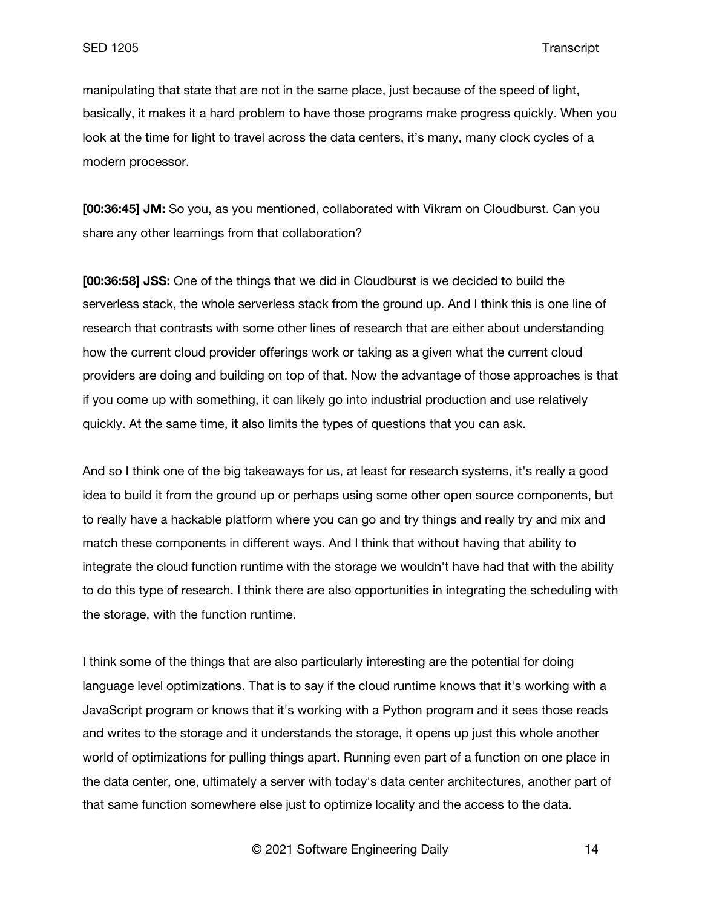manipulating that state that are not in the same place, just because of the speed of light, basically, it makes it a hard problem to have those programs make progress quickly. When you look at the time for light to travel across the data centers, it’s many, many clock cycles of a modern processor.

**[00:36:45] JM:** So you, as you mentioned, collaborated with Vikram on Cloudburst. Can you share any other learnings from that collaboration?

**[00:36:58] JSS:** One of the things that we did in Cloudburst is we decided to build the serverless stack, the whole serverless stack from the ground up. And I think this is one line of research that contrasts with some other lines of research that are either about understanding how the current cloud provider offerings work or taking as a given what the current cloud providers are doing and building on top of that. Now the advantage of those approaches is that if you come up with something, it can likely go into industrial production and use relatively quickly. At the same time, it also limits the types of questions that you can ask.

And so I think one of the big takeaways for us, at least for research systems, it's really a good idea to build it from the ground up or perhaps using some other open source components, but to really have a hackable platform where you can go and try things and really try and mix and match these components in different ways. And I think that without having that ability to integrate the cloud function runtime with the storage we wouldn't have had that with the ability to do this type of research. I think there are also opportunities in integrating the scheduling with the storage, with the function runtime.

I think some of the things that are also particularly interesting are the potential for doing language level optimizations. That is to say if the cloud runtime knows that it's working with a JavaScript program or knows that it's working with a Python program and it sees those reads and writes to the storage and it understands the storage, it opens up just this whole another world of optimizations for pulling things apart. Running even part of a function on one place in the data center, one, ultimately a server with today's data center architectures, another part of that same function somewhere else just to optimize locality and the access to the data.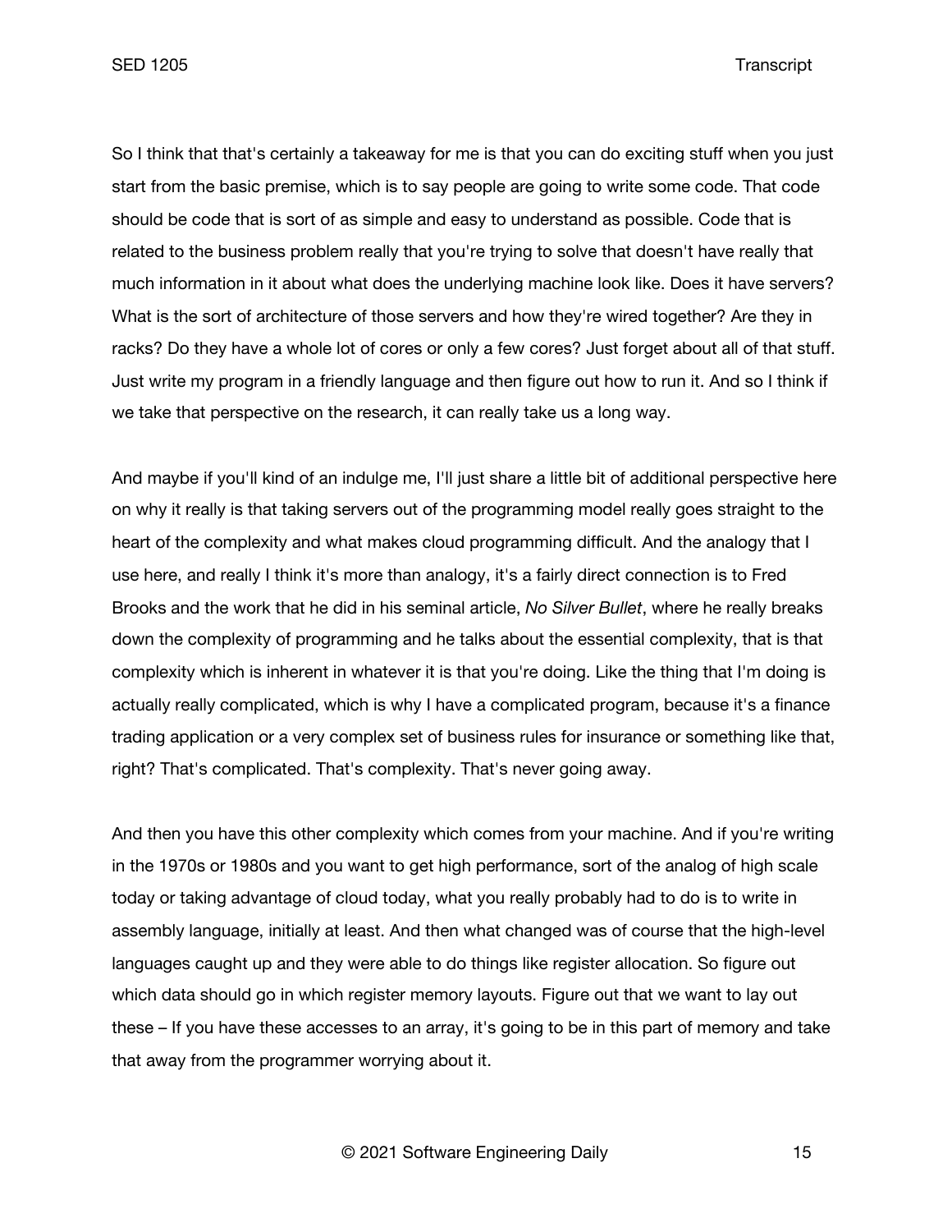So I think that that's certainly a takeaway for me is that you can do exciting stuff when you just start from the basic premise, which is to say people are going to write some code. That code should be code that is sort of as simple and easy to understand as possible. Code that is related to the business problem really that you're trying to solve that doesn't have really that much information in it about what does the underlying machine look like. Does it have servers? What is the sort of architecture of those servers and how they're wired together? Are they in racks? Do they have a whole lot of cores or only a few cores? Just forget about all of that stuff. Just write my program in a friendly language and then figure out how to run it. And so I think if we take that perspective on the research, it can really take us a long way.

And maybe if you'll kind of an indulge me, I'll just share a little bit of additional perspective here on why it really is that taking servers out of the programming model really goes straight to the heart of the complexity and what makes cloud programming difficult. And the analogy that I use here, and really I think it's more than analogy, it's a fairly direct connection is to Fred Brooks and the work that he did in his seminal article, *No Silver Bullet*, where he really breaks down the complexity of programming and he talks about the essential complexity, that is that complexity which is inherent in whatever it is that you're doing. Like the thing that I'm doing is actually really complicated, which is why I have a complicated program, because it's a finance trading application or a very complex set of business rules for insurance or something like that, right? That's complicated. That's complexity. That's never going away.

And then you have this other complexity which comes from your machine. And if you're writing in the 1970s or 1980s and you want to get high performance, sort of the analog of high scale today or taking advantage of cloud today, what you really probably had to do is to write in assembly language, initially at least. And then what changed was of course that the high-level languages caught up and they were able to do things like register allocation. So figure out which data should go in which register memory layouts. Figure out that we want to lay out these – If you have these accesses to an array, it's going to be in this part of memory and take that away from the programmer worrying about it.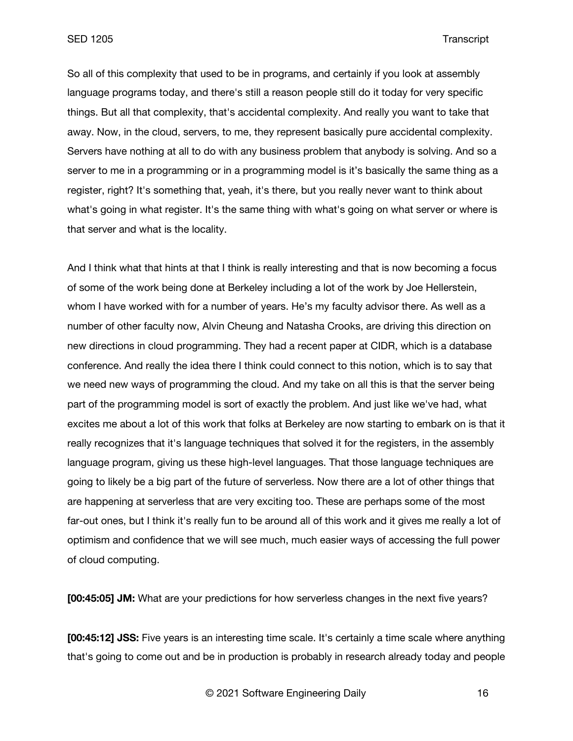So all of this complexity that used to be in programs, and certainly if you look at assembly language programs today, and there's still a reason people still do it today for very specific things. But all that complexity, that's accidental complexity. And really you want to take that away. Now, in the cloud, servers, to me, they represent basically pure accidental complexity. Servers have nothing at all to do with any business problem that anybody is solving. And so a server to me in a programming or in a programming model is it's basically the same thing as a register, right? It's something that, yeah, it's there, but you really never want to think about what's going in what register. It's the same thing with what's going on what server or where is that server and what is the locality.

And I think what that hints at that I think is really interesting and that is now becoming a focus of some of the work being done at Berkeley including a lot of the work by Joe Hellerstein, whom I have worked with for a number of years. He's my faculty advisor there. As well as a number of other faculty now, Alvin Cheung and Natasha Crooks, are driving this direction on new directions in cloud programming. They had a recent paper at CIDR, which is a database conference. And really the idea there I think could connect to this notion, which is to say that we need new ways of programming the cloud. And my take on all this is that the server being part of the programming model is sort of exactly the problem. And just like we've had, what excites me about a lot of this work that folks at Berkeley are now starting to embark on is that it really recognizes that it's language techniques that solved it for the registers, in the assembly language program, giving us these high-level languages. That those language techniques are going to likely be a big part of the future of serverless. Now there are a lot of other things that are happening at serverless that are very exciting too. These are perhaps some of the most far-out ones, but I think it's really fun to be around all of this work and it gives me really a lot of optimism and confidence that we will see much, much easier ways of accessing the full power of cloud computing.

**[00:45:05] JM:** What are your predictions for how serverless changes in the next five years?

**[00:45:12] JSS:** Five years is an interesting time scale. It's certainly a time scale where anything that's going to come out and be in production is probably in research already today and people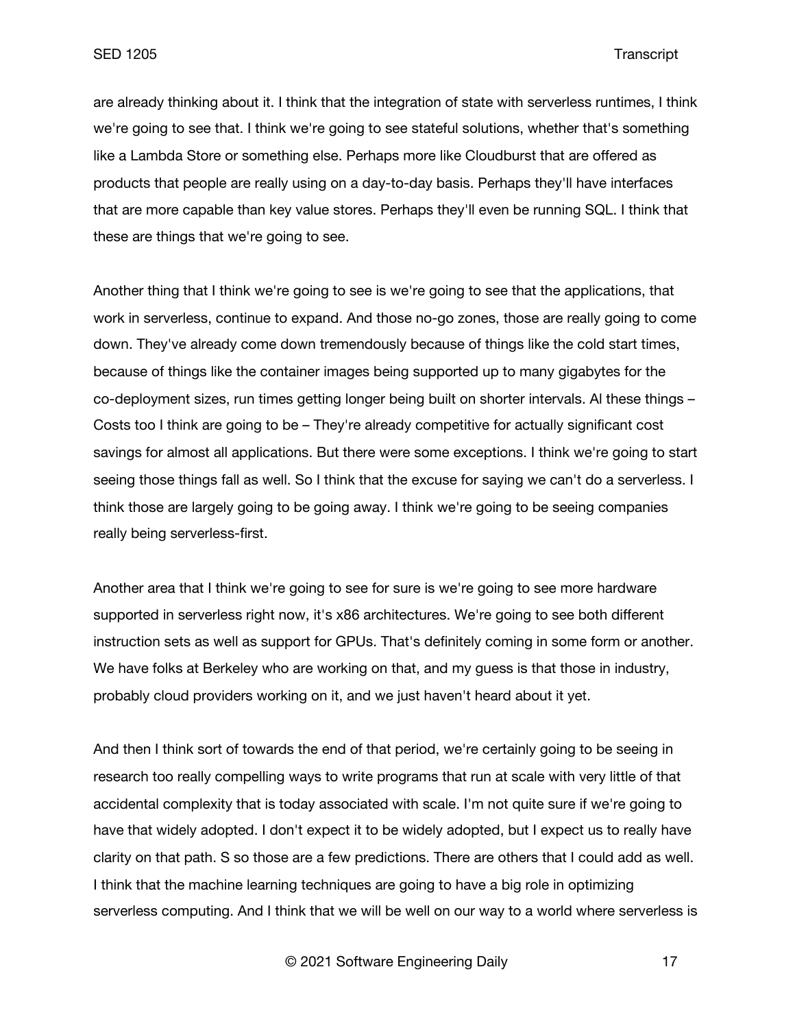are already thinking about it. I think that the integration of state with serverless runtimes, I think we're going to see that. I think we're going to see stateful solutions, whether that's something like a Lambda Store or something else. Perhaps more like Cloudburst that are offered as products that people are really using on a day-to-day basis. Perhaps they'll have interfaces that are more capable than key value stores. Perhaps they'll even be running SQL. I think that these are things that we're going to see.

Another thing that I think we're going to see is we're going to see that the applications, that work in serverless, continue to expand. And those no-go zones, those are really going to come down. They've already come down tremendously because of things like the cold start times, because of things like the container images being supported up to many gigabytes for the co-deployment sizes, run times getting longer being built on shorter intervals. Al these things – Costs too I think are going to be – They're already competitive for actually significant cost savings for almost all applications. But there were some exceptions. I think we're going to start seeing those things fall as well. So I think that the excuse for saying we can't do a serverless. I think those are largely going to be going away. I think we're going to be seeing companies really being serverless-first.

Another area that I think we're going to see for sure is we're going to see more hardware supported in serverless right now, it's x86 architectures. We're going to see both different instruction sets as well as support for GPUs. That's definitely coming in some form or another. We have folks at Berkeley who are working on that, and my guess is that those in industry, probably cloud providers working on it, and we just haven't heard about it yet.

And then I think sort of towards the end of that period, we're certainly going to be seeing in research too really compelling ways to write programs that run at scale with very little of that accidental complexity that is today associated with scale. I'm not quite sure if we're going to have that widely adopted. I don't expect it to be widely adopted, but I expect us to really have clarity on that path. S so those are a few predictions. There are others that I could add as well. I think that the machine learning techniques are going to have a big role in optimizing serverless computing. And I think that we will be well on our way to a world where serverless is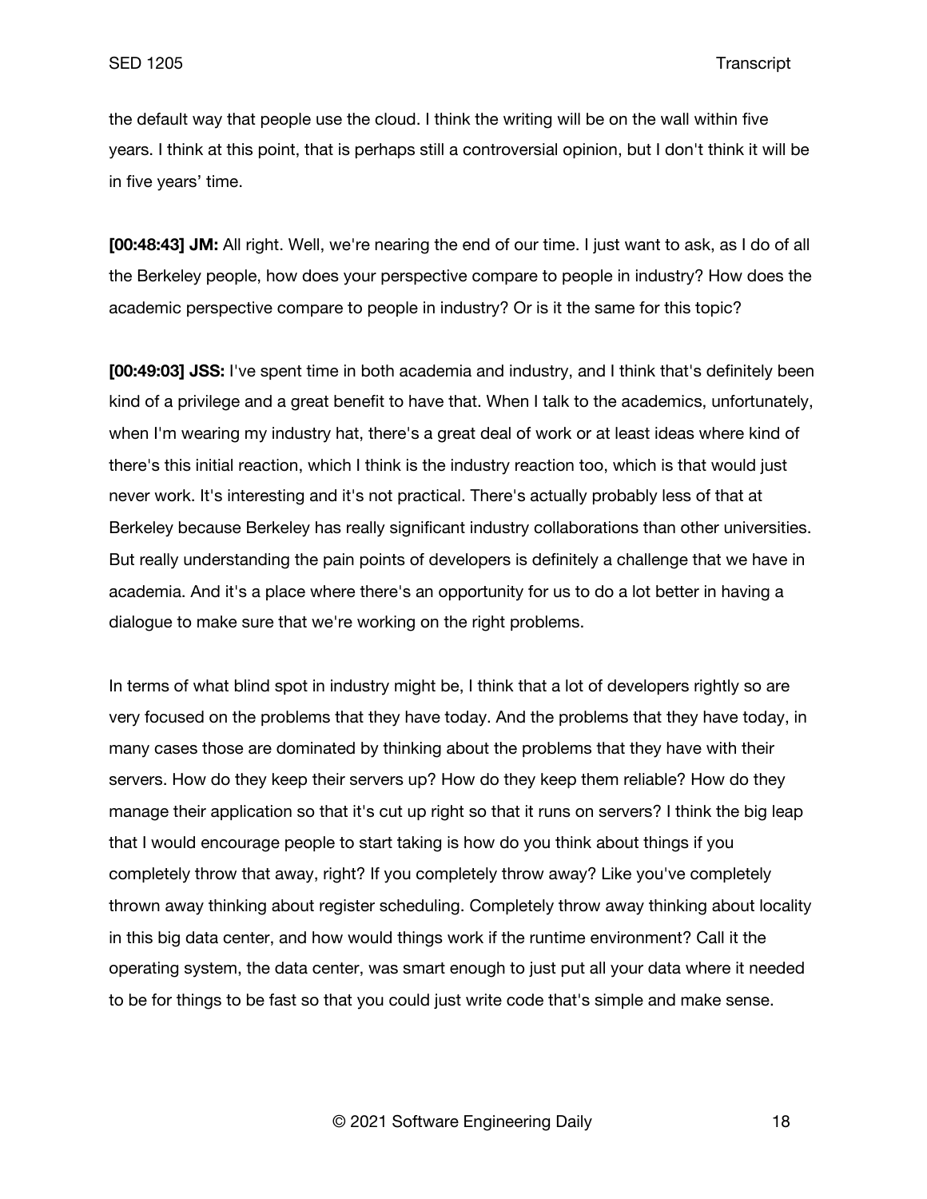the default way that people use the cloud. I think the writing will be on the wall within five years. I think at this point, that is perhaps still a controversial opinion, but I don't think it will be in five years' time.

**[00:48:43] JM:** All right. Well, we're nearing the end of our time. I just want to ask, as I do of all the Berkeley people, how does your perspective compare to people in industry? How does the academic perspective compare to people in industry? Or is it the same for this topic?

**[00:49:03] JSS:** I've spent time in both academia and industry, and I think that's definitely been kind of a privilege and a great benefit to have that. When I talk to the academics, unfortunately, when I'm wearing my industry hat, there's a great deal of work or at least ideas where kind of there's this initial reaction, which I think is the industry reaction too, which is that would just never work. It's interesting and it's not practical. There's actually probably less of that at Berkeley because Berkeley has really significant industry collaborations than other universities. But really understanding the pain points of developers is definitely a challenge that we have in academia. And it's a place where there's an opportunity for us to do a lot better in having a dialogue to make sure that we're working on the right problems.

In terms of what blind spot in industry might be, I think that a lot of developers rightly so are very focused on the problems that they have today. And the problems that they have today, in many cases those are dominated by thinking about the problems that they have with their servers. How do they keep their servers up? How do they keep them reliable? How do they manage their application so that it's cut up right so that it runs on servers? I think the big leap that I would encourage people to start taking is how do you think about things if you completely throw that away, right? If you completely throw away? Like you've completely thrown away thinking about register scheduling. Completely throw away thinking about locality in this big data center, and how would things work if the runtime environment? Call it the operating system, the data center, was smart enough to just put all your data where it needed to be for things to be fast so that you could just write code that's simple and make sense.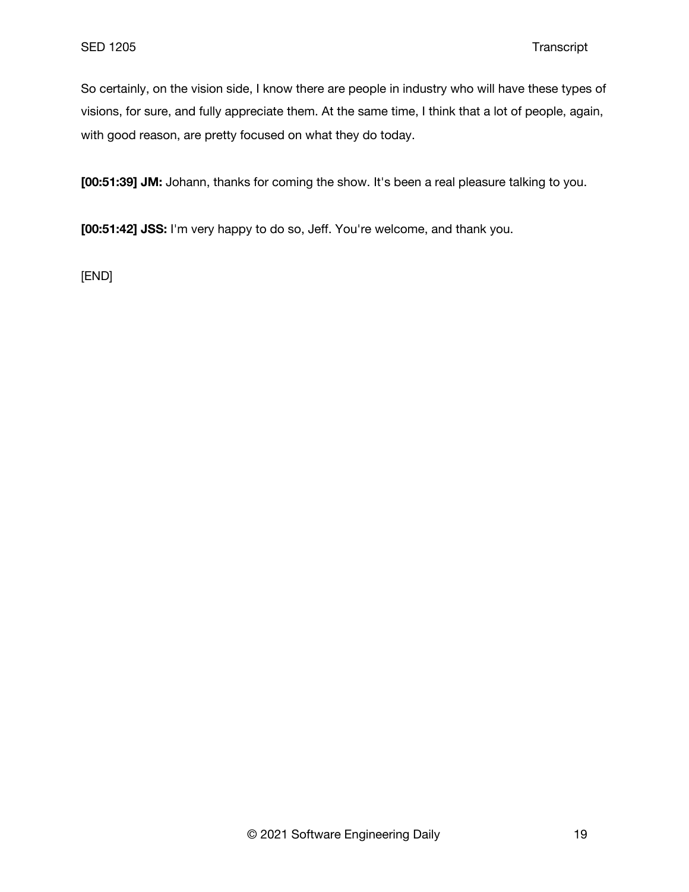So certainly, on the vision side, I know there are people in industry who will have these types of visions, for sure, and fully appreciate them. At the same time, I think that a lot of people, again, with good reason, are pretty focused on what they do today.

**[00:51:39] JM:** Johann, thanks for coming the show. It's been a real pleasure talking to you.

**[00:51:42] JSS:** I'm very happy to do so, Jeff. You're welcome, and thank you.

[END]